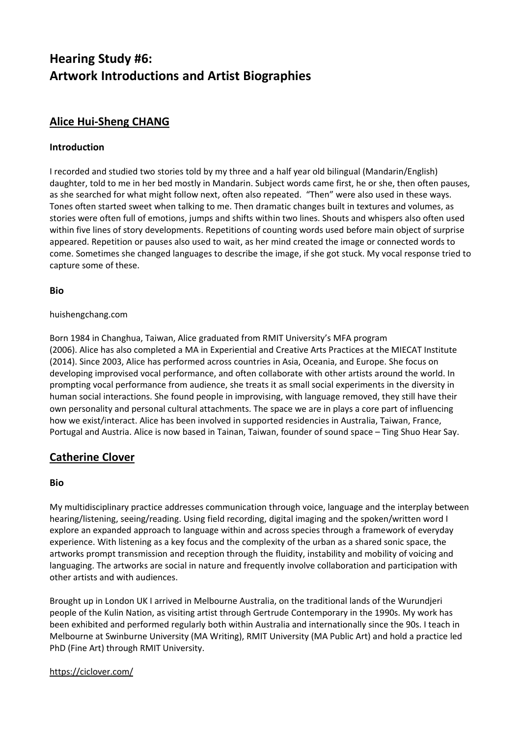# Hearing Study #6:
# Artwork Introductions and Artist Biographies

## Alice Hui-Sheng CHANG

### Introduction

I recorded and studied two stories told by my three and a half year old bilingual (Mandarin/English) daughter, told to me in her bed mostly in Mandarin. Subject words came first, he or she, then often pauses, as she searched for what might follow next, often also repeated. "Then" were also used in these ways. Tones often started sweet when talking to me. Then dramatic changes built in textures and volumes, as stories were often full of emotions, jumps and shifts within two lines. Shouts and whispers also often used within five lines of story developments. Repetitions of counting words used before main object of surprise appeared. Repetition or pauses also used to wait, as her mind created the image or connected words to come. Sometimes she changed languages to describe the image, if she got stuck. My vocal response tried to capture some of these.

### Bio

huishengchang.com

Born 1984 in Changhua, Taiwan, Alice graduated from RMIT University's MFA program (2006). Alice has also completed a MA in Experiential and Creative Arts Practices at the MIECAT Institute (2014). Since 2003, Alice has performed across countries in Asia, Oceania, and Europe. She focus on developing improvised vocal performance, and often collaborate with other artists around the world. In prompting vocal performance from audience, she treats it as small social experiments in the diversity in human social interactions. She found people in improvising, with language removed, they still have their own personality and personal cultural attachments. The space we are in plays a core part of influencing how we exist/interact. Alice has been involved in supported residencies in Australia, Taiwan, France, Portugal and Austria. Alice is now based in Tainan, Taiwan, founder of sound space – Ting Shuo Hear Say.

## Catherine Clover

### Bio

My multidisciplinary practice addresses communication through voice, language and the interplay between hearing/listening, seeing/reading. Using field recording, digital imaging and the spoken/written word I explore an expanded approach to language within and across species through a framework of everyday experience. With listening as a key focus and the complexity of the urban as a shared sonic space, the artworks prompt transmission and reception through the fluidity, instability and mobility of voicing and languaging. The artworks are social in nature and frequently involve collaboration and participation with other artists and with audiences.

Brought up in London UK I arrived in Melbourne Australia, on the traditional lands of the Wurundjeri people of the Kulin Nation, as visiting artist through Gertrude Contemporary in the 1990s. My work has been exhibited and performed regularly both within Australia and internationally since the 90s. I teach in Melbourne at Swinburne University (MA Writing), RMIT University (MA Public Art) and hold a practice led PhD (Fine Art) through RMIT University.

https://ciclover.com/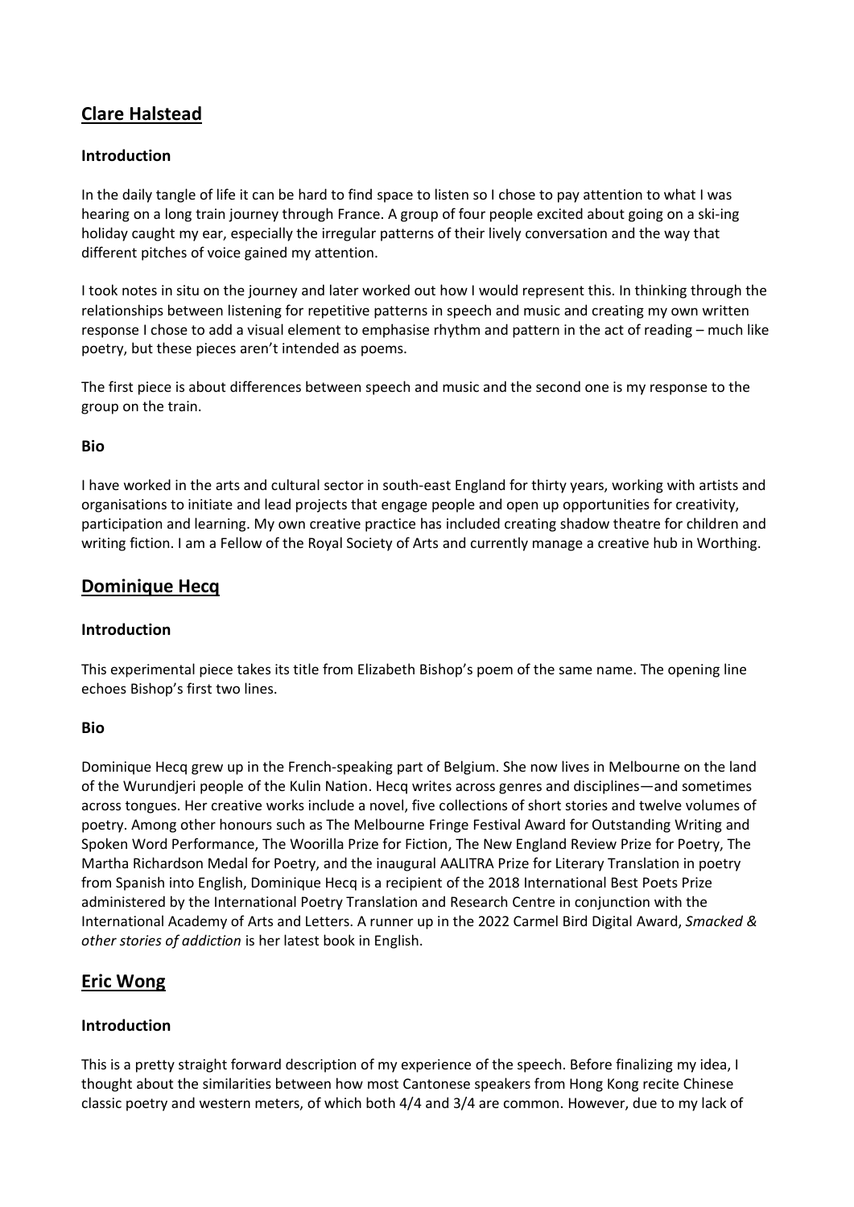## Clare Halstead

### Introduction

In the daily tangle of life it can be hard to find space to listen so I chose to pay attention to what I was hearing on a long train journey through France. A group of four people excited about going on a ski-ing holiday caught my ear, especially the irregular patterns of their lively conversation and the way that different pitches of voice gained my attention.

I took notes in situ on the journey and later worked out how I would represent this. In thinking through the relationships between listening for repetitive patterns in speech and music and creating my own written response I chose to add a visual element to emphasise rhythm and pattern in the act of reading – much like poetry, but these pieces aren't intended as poems.

The first piece is about differences between speech and music and the second one is my response to the group on the train.

### Bio

I have worked in the arts and cultural sector in south-east England for thirty years, working with artists and organisations to initiate and lead projects that engage people and open up opportunities for creativity, participation and learning. My own creative practice has included creating shadow theatre for children and writing fiction. I am a Fellow of the Royal Society of Arts and currently manage a creative hub in Worthing.

## Dominique Hecq

### Introduction

This experimental piece takes its title from Elizabeth Bishop's poem of the same name. The opening line echoes Bishop's first two lines.

### Bio

Dominique Hecq grew up in the French-speaking part of Belgium. She now lives in Melbourne on the land of the Wurundjeri people of the Kulin Nation. Hecq writes across genres and disciplines—and sometimes across tongues. Her creative works include a novel, five collections of short stories and twelve volumes of poetry. Among other honours such as The Melbourne Fringe Festival Award for Outstanding Writing and Spoken Word Performance, The Woorilla Prize for Fiction, The New England Review Prize for Poetry, The Martha Richardson Medal for Poetry, and the inaugural AALITRA Prize for Literary Translation in poetry from Spanish into English, Dominique Hecq is a recipient of the 2018 International Best Poets Prize administered by the International Poetry Translation and Research Centre in conjunction with the International Academy of Arts and Letters. A runner up in the 2022 Carmel Bird Digital Award, *Smacked & other stories of addiction* is her latest book in English.

## Eric Wong

### Introduction

This is a pretty straight forward description of my experience of the speech. Before finalizing my idea, I thought about the similarities between how most Cantonese speakers from Hong Kong recite Chinese classic poetry and western meters, of which both 4/4 and 3/4 are common. However, due to my lack of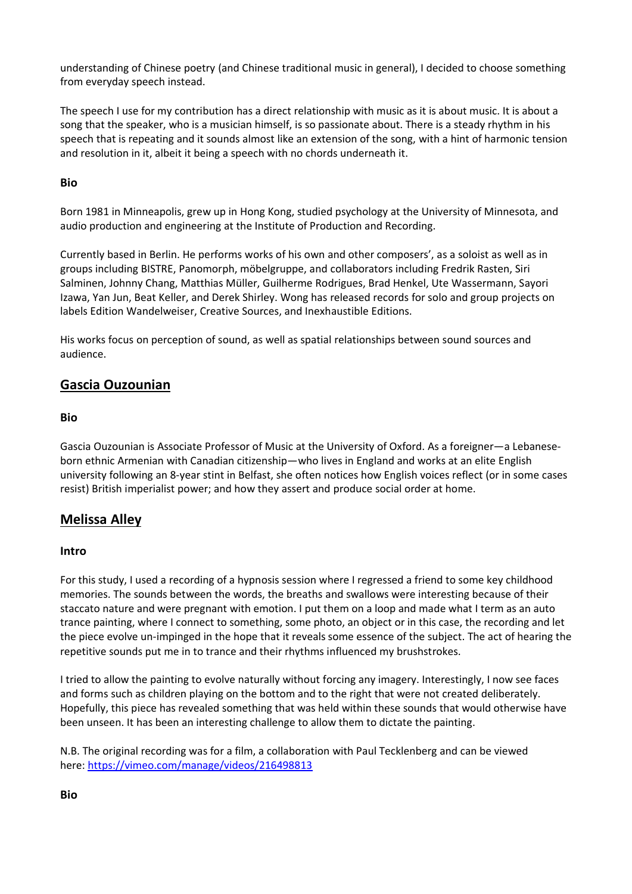understanding of Chinese poetry (and Chinese traditional music in general), I decided to choose something from everyday speech instead.

The speech I use for my contribution has a direct relationship with music as it is about music. It is about a song that the speaker, who is a musician himself, is so passionate about. There is a steady rhythm in his speech that is repeating and it sounds almost like an extension of the song, with a hint of harmonic tension and resolution in it, albeit it being a speech with no chords underneath it.

**Bio**

Born 1981 in Minneapolis, grew up in Hong Kong, studied psychology at the University of Minnesota, and audio production and engineering at the Institute of Production and Recording.

Currently based in Berlin. He performs works of his own and other composers', as a soloist as well as in groups including BISTRE, Panomorph, möbelgruppe, and collaborators including Fredrik Rasten, Siri Salminen, Johnny Chang, Matthias Müller, Guilherme Rodrigues, Brad Henkel, Ute Wassermann, Sayori Izawa, Yan Jun, Beat Keller, and Derek Shirley. Wong has released records for solo and group projects on labels Edition Wandelweiser, Creative Sources, and Inexhaustible Editions.

His works focus on perception of sound, as well as spatial relationships between sound sources and audience.

## Gascia Ouzounian

**Bio**

Gascia Ouzounian is Associate Professor of Music at the University of Oxford. As a foreigner—a Lebanese-born ethnic Armenian with Canadian citizenship—who lives in England and works at an elite English university following an 8-year stint in Belfast, she often notices how English voices reflect (or in some cases resist) British imperialist power; and how they assert and produce social order at home.

## Melissa Alley

**Intro**

For this study, I used a recording of a hypnosis session where I regressed a friend to some key childhood memories. The sounds between the words, the breaths and swallows were interesting because of their staccato nature and were pregnant with emotion. I put them on a loop and made what I term as an auto trance painting, where I connect to something, some photo, an object or in this case, the recording and let the piece evolve un-impinged in the hope that it reveals some essence of the subject. The act of hearing the repetitive sounds put me in to trance and their rhythms influenced my brushstrokes.

I tried to allow the painting to evolve naturally without forcing any imagery. Interestingly, I now see faces and forms such as children playing on the bottom and to the right that were not created deliberately. Hopefully, this piece has revealed something that was held within these sounds that would otherwise have been unseen. It has been an interesting challenge to allow them to dictate the painting.

N.B. The original recording was for a film, a collaboration with Paul Tecklenberg and can be viewed here: [https://vimeo.com/manage/videos/216498813](https://vimeo.com/manage/videos/216498813)

**Bio**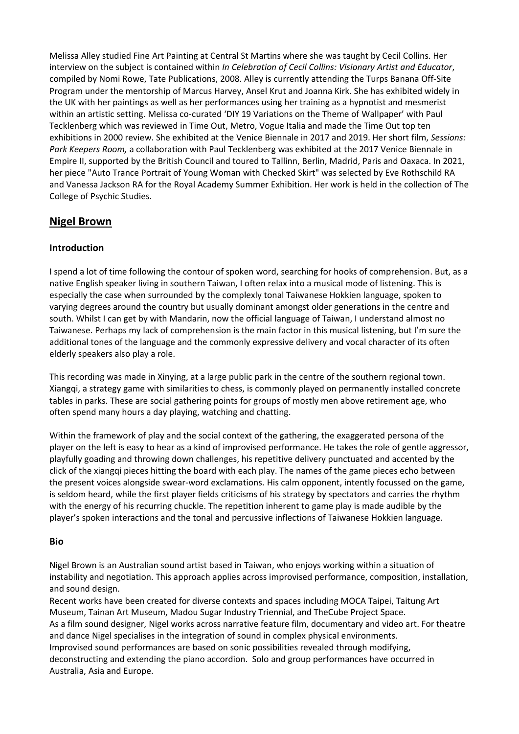Melissa Alley studied Fine Art Painting at Central St Martins where she was taught by Cecil Collins. Her interview on the subject is contained within *In Celebration of Cecil Collins: Visionary Artist and Educator*, compiled by Nomi Rowe, Tate Publications, 2008. Alley is currently attending the Turps Banana Off-Site Program under the mentorship of Marcus Harvey, Ansel Krut and Joanna Kirk. She has exhibited widely in the UK with her paintings as well as her performances using her training as a hypnotist and mesmerist within an artistic setting. Melissa co-curated 'DIY 19 Variations on the Theme of Wallpaper' with Paul Tecklenberg which was reviewed in Time Out, Metro, Vogue Italia and made the Time Out top ten exhibitions in 2000 review. She exhibited at the Venice Biennale in 2017 and 2019. Her short film, *Sessions: Park Keepers Room,* a collaboration with Paul Tecklenberg was exhibited at the 2017 Venice Biennale in Empire II, supported by the British Council and toured to Tallinn, Berlin, Madrid, Paris and Oaxaca. In 2021, her piece "Auto Trance Portrait of Young Woman with Checked Skirt" was selected by Eve Rothschild RA and Vanessa Jackson RA for the Royal Academy Summer Exhibition. Her work is held in the collection of The College of Psychic Studies.

## Nigel Brown

### Introduction

I spend a lot of time following the contour of spoken word, searching for hooks of comprehension. But, as a native English speaker living in southern Taiwan, I often relax into a musical mode of listening. This is especially the case when surrounded by the complexly tonal Taiwanese Hokkien language, spoken to varying degrees around the country but usually dominant amongst older generations in the centre and south. Whilst I can get by with Mandarin, now the official language of Taiwan, I understand almost no Taiwanese. Perhaps my lack of comprehension is the main factor in this musical listening, but I'm sure the additional tones of the language and the commonly expressive delivery and vocal character of its often elderly speakers also play a role.

This recording was made in Xinying, at a large public park in the centre of the southern regional town. Xiangqi, a strategy game with similarities to chess, is commonly played on permanently installed concrete tables in parks. These are social gathering points for groups of mostly men above retirement age, who often spend many hours a day playing, watching and chatting.

Within the framework of play and the social context of the gathering, the exaggerated persona of the player on the left is easy to hear as a kind of improvised performance. He takes the role of gentle aggressor, playfully goading and throwing down challenges, his repetitive delivery punctuated and accented by the click of the xiangqi pieces hitting the board with each play. The names of the game pieces echo between the present voices alongside swear-word exclamations. His calm opponent, intently focussed on the game, is seldom heard, while the first player fields criticisms of his strategy by spectators and carries the rhythm with the energy of his recurring chuckle. The repetition inherent to game play is made audible by the player's spoken interactions and the tonal and percussive inflections of Taiwanese Hokkien language.

### Bio

Nigel Brown is an Australian sound artist based in Taiwan, who enjoys working within a situation of instability and negotiation. This approach applies across improvised performance, composition, installation, and sound design.

Recent works have been created for diverse contexts and spaces including MOCA Taipei, Taitung Art Museum, Tainan Art Museum, Madou Sugar Industry Triennial, and TheCube Project Space.

As a film sound designer, Nigel works across narrative feature film, documentary and video art. For theatre and dance Nigel specialises in the integration of sound in complex physical environments.

Improvised sound performances are based on sonic possibilities revealed through modifying, deconstructing and extending the piano accordion. Solo and group performances have occurred in Australia, Asia and Europe.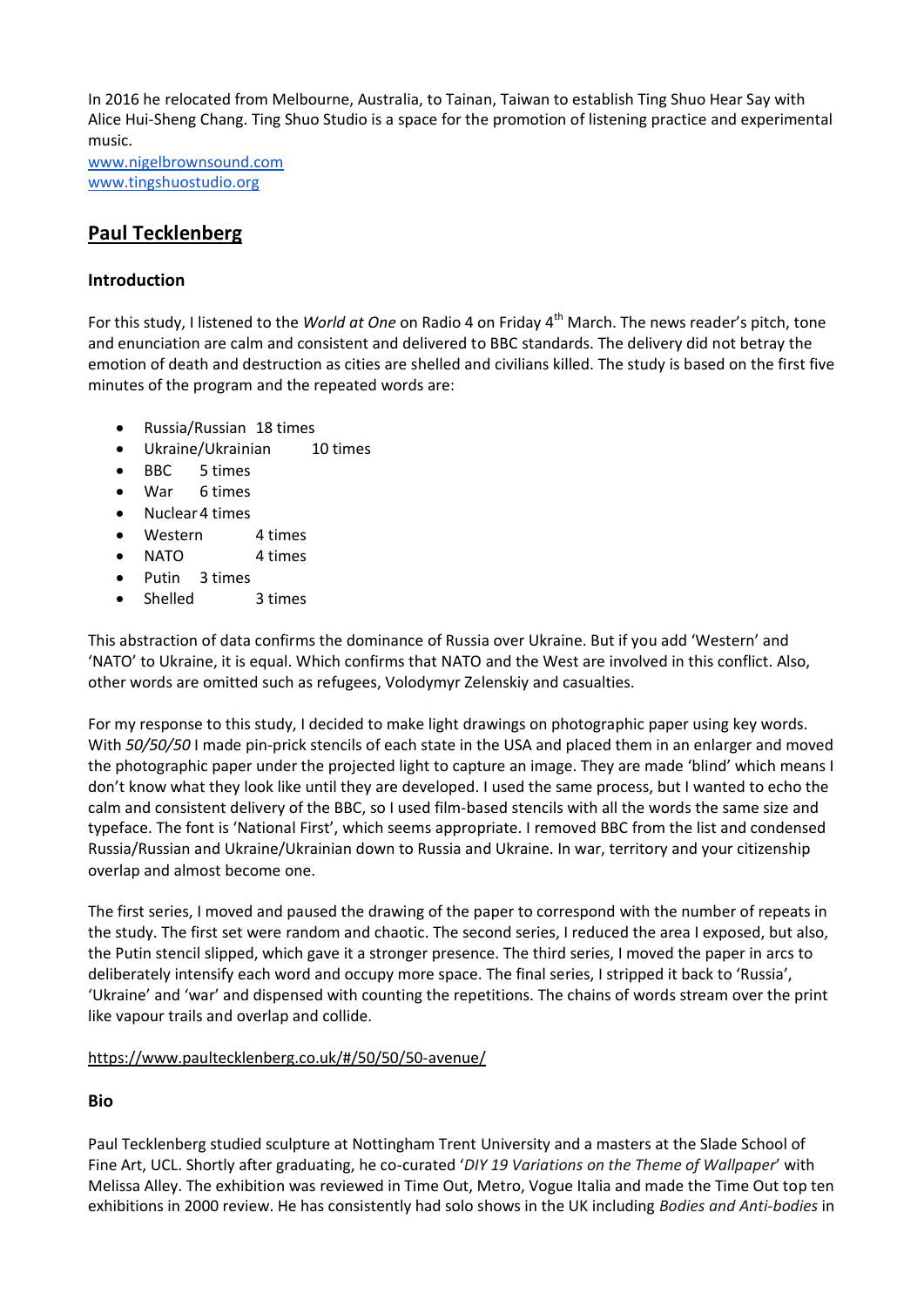In 2016 he relocated from Melbourne, Australia, to Tainan, Taiwan to establish Ting Shuo Hear Say with Alice Hui-Sheng Chang. Ting Shuo Studio is a space for the promotion of listening practice and experimental music.
www.nigelbrownsound.com
www.tingshuostudio.org

## Paul Tecklenberg

### Introduction

For this study, I listened to the *World at One* on Radio 4 on Friday 4th March. The news reader's pitch, tone and enunciation are calm and consistent and delivered to BBC standards. The delivery did not betray the emotion of death and destruction as cities are shelled and civilians killed. The study is based on the first five minutes of the program and the repeated words are:

- Russia/Russian 18 times
- Ukraine/Ukrainian 10 times
- BBC 5 times
- War 6 times
- Nuclear 4 times
- Western 4 times
- NATO 4 times
- Putin 3 times
- Shelled 3 times

This abstraction of data confirms the dominance of Russia over Ukraine. But if you add 'Western' and 'NATO' to Ukraine, it is equal. Which confirms that NATO and the West are involved in this conflict. Also, other words are omitted such as refugees, Volodymyr Zelenskiy and casualties.

For my response to this study, I decided to make light drawings on photographic paper using key words. With *50/50/50* I made pin-prick stencils of each state in the USA and placed them in an enlarger and moved the photographic paper under the projected light to capture an image. They are made 'blind' which means I don't know what they look like until they are developed. I used the same process, but I wanted to echo the calm and consistent delivery of the BBC, so I used film-based stencils with all the words the same size and typeface. The font is 'National First', which seems appropriate. I removed BBC from the list and condensed Russia/Russian and Ukraine/Ukrainian down to Russia and Ukraine. In war, territory and your citizenship overlap and almost become one.

The first series, I moved and paused the drawing of the paper to correspond with the number of repeats in the study. The first set were random and chaotic. The second series, I reduced the area I exposed, but also, the Putin stencil slipped, which gave it a stronger presence. The third series, I moved the paper in arcs to deliberately intensify each word and occupy more space. The final series, I stripped it back to 'Russia', 'Ukraine' and 'war' and dispensed with counting the repetitions. The chains of words stream over the print like vapour trails and overlap and collide.

https://www.paultecklenberg.co.uk/#/50/50/50-avenue/

### Bio

Paul Tecklenberg studied sculpture at Nottingham Trent University and a masters at the Slade School of Fine Art, UCL. Shortly after graduating, he co-curated '*DIY 19 Variations on the Theme of Wallpaper*' with Melissa Alley. The exhibition was reviewed in Time Out, Metro, Vogue Italia and made the Time Out top ten exhibitions in 2000 review. He has consistently had solo shows in the UK including *Bodies and Anti-bodies* in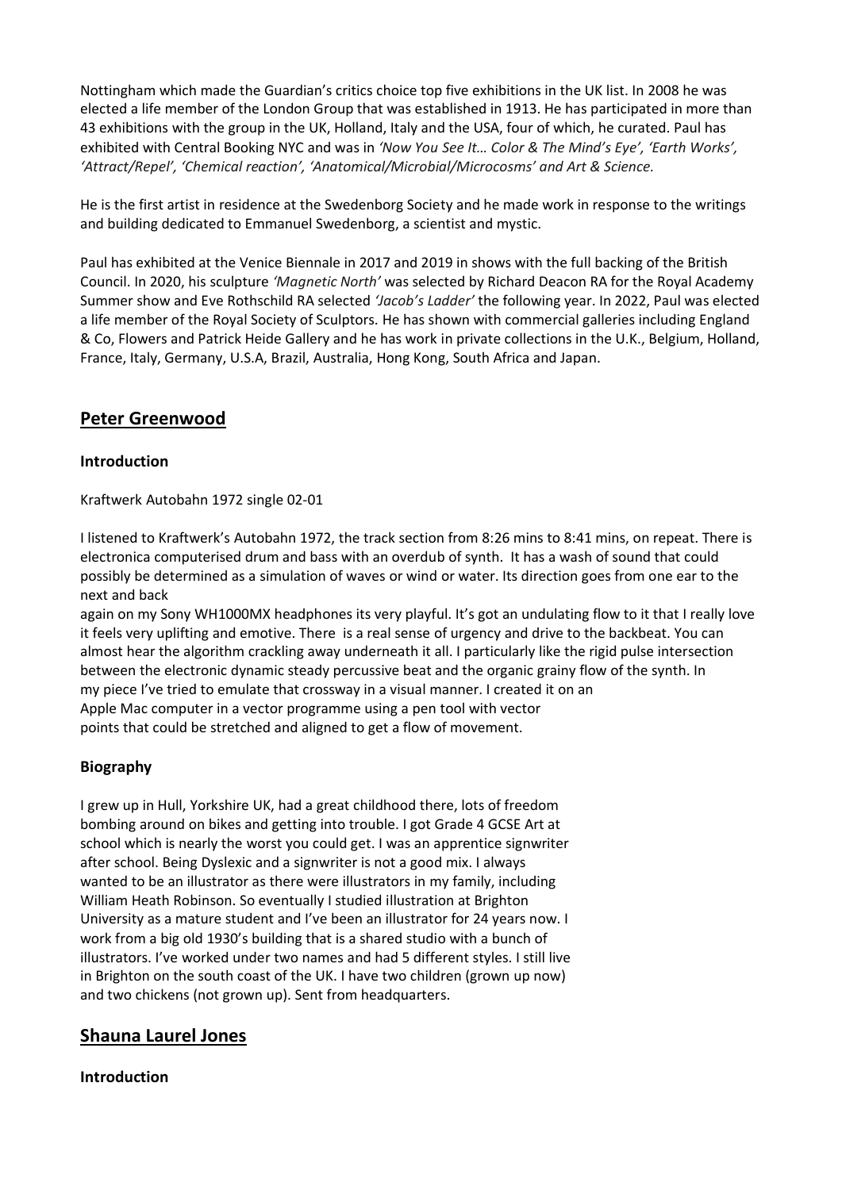Nottingham which made the Guardian's critics choice top five exhibitions in the UK list. In 2008 he was elected a life member of the London Group that was established in 1913. He has participated in more than 43 exhibitions with the group in the UK, Holland, Italy and the USA, four of which, he curated. Paul has exhibited with Central Booking NYC and was in *'Now You See It… Color & The Mind's Eye', 'Earth Works', 'Attract/Repel', 'Chemical reaction', 'Anatomical/Microbial/Microcosms' and Art & Science.*

He is the first artist in residence at the Swedenborg Society and he made work in response to the writings and building dedicated to Emmanuel Swedenborg, a scientist and mystic.

Paul has exhibited at the Venice Biennale in 2017 and 2019 in shows with the full backing of the British Council. In 2020, his sculpture *'Magnetic North'* was selected by Richard Deacon RA for the Royal Academy Summer show and Eve Rothschild RA selected *'Jacob's Ladder'* the following year. In 2022, Paul was elected a life member of the Royal Society of Sculptors. He has shown with commercial galleries including England & Co, Flowers and Patrick Heide Gallery and he has work in private collections in the U.K., Belgium, Holland, France, Italy, Germany, U.S.A, Brazil, Australia, Hong Kong, South Africa and Japan.

## Peter Greenwood

### Introduction

Kraftwerk Autobahn 1972 single 02-01

I listened to Kraftwerk's Autobahn 1972, the track section from 8:26 mins to 8:41 mins, on repeat. There is electronica computerised drum and bass with an overdub of synth. It has a wash of sound that could possibly be determined as a simulation of waves or wind or water. Its direction goes from one ear to the next and back
again on my Sony WH1000MX headphones its very playful. It's got an undulating flow to it that I really love it feels very uplifting and emotive. There is a real sense of urgency and drive to the backbeat. You can almost hear the algorithm crackling away underneath it all. I particularly like the rigid pulse intersection between the electronic dynamic steady percussive beat and the organic grainy flow of the synth. In my piece I've tried to emulate that crossway in a visual manner. I created it on an Apple Mac computer in a vector programme using a pen tool with vector points that could be stretched and aligned to get a flow of movement.

### Biography

I grew up in Hull, Yorkshire UK, had a great childhood there, lots of freedom bombing around on bikes and getting into trouble. I got Grade 4 GCSE Art at school which is nearly the worst you could get. I was an apprentice signwriter after school. Being Dyslexic and a signwriter is not a good mix. I always wanted to be an illustrator as there were illustrators in my family, including William Heath Robinson. So eventually I studied illustration at Brighton University as a mature student and I've been an illustrator for 24 years now. I work from a big old 1930's building that is a shared studio with a bunch of illustrators. I've worked under two names and had 5 different styles. I still live in Brighton on the south coast of the UK. I have two children (grown up now) and two chickens (not grown up). Sent from headquarters.

## Shauna Laurel Jones

### Introduction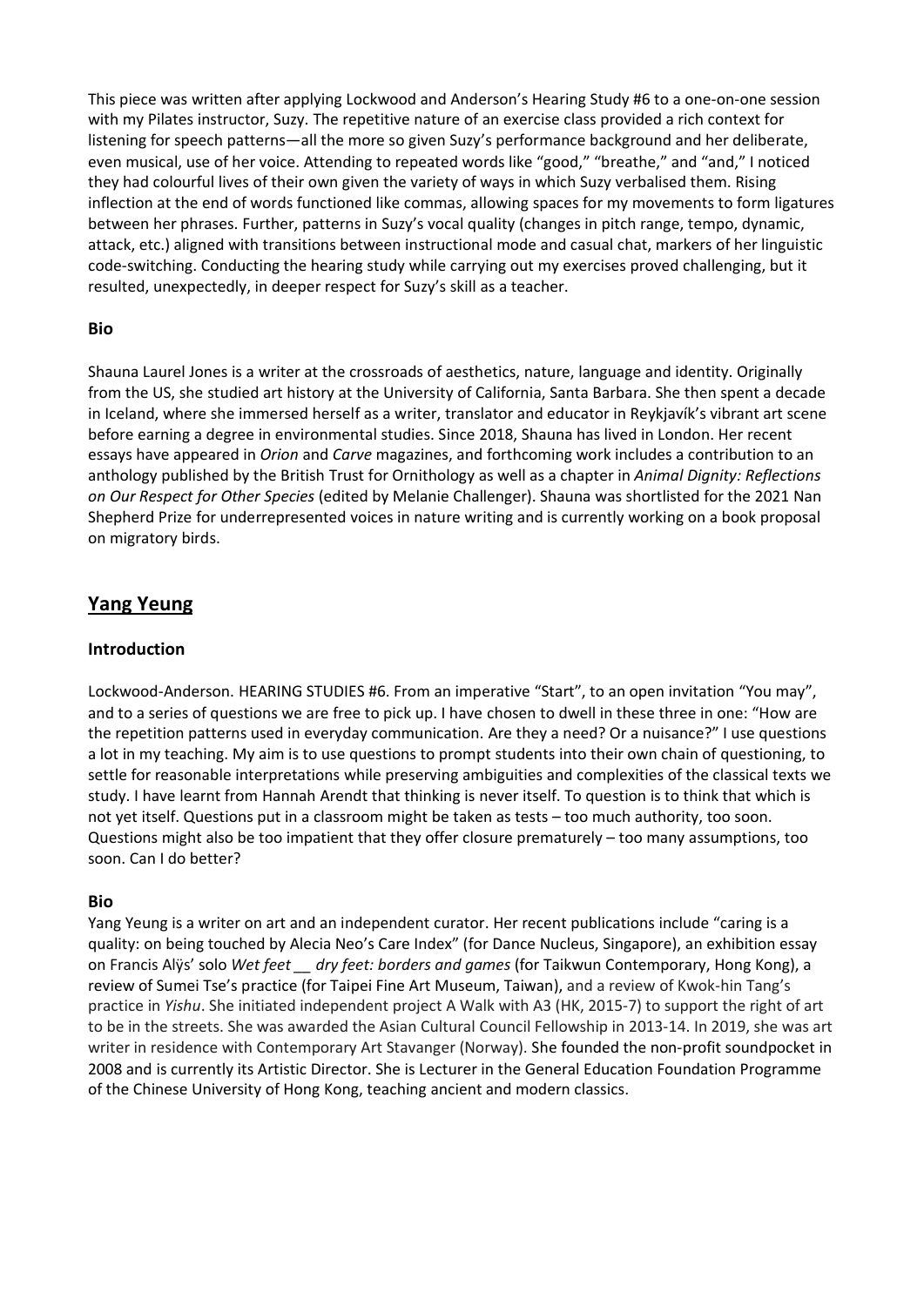This piece was written after applying Lockwood and Anderson's Hearing Study #6 to a one-on-one session with my Pilates instructor, Suzy. The repetitive nature of an exercise class provided a rich context for listening for speech patterns—all the more so given Suzy's performance background and her deliberate, even musical, use of her voice. Attending to repeated words like "good," "breathe," and "and," I noticed they had colourful lives of their own given the variety of ways in which Suzy verbalised them. Rising inflection at the end of words functioned like commas, allowing spaces for my movements to form ligatures between her phrases. Further, patterns in Suzy's vocal quality (changes in pitch range, tempo, dynamic, attack, etc.) aligned with transitions between instructional mode and casual chat, markers of her linguistic code-switching. Conducting the hearing study while carrying out my exercises proved challenging, but it resulted, unexpectedly, in deeper respect for Suzy's skill as a teacher.

### Bio

Shauna Laurel Jones is a writer at the crossroads of aesthetics, nature, language and identity. Originally from the US, she studied art history at the University of California, Santa Barbara. She then spent a decade in Iceland, where she immersed herself as a writer, translator and educator in Reykjavík's vibrant art scene before earning a degree in environmental studies. Since 2018, Shauna has lived in London. Her recent essays have appeared in *Orion* and *Carve* magazines, and forthcoming work includes a contribution to an anthology published by the British Trust for Ornithology as well as a chapter in *Animal Dignity: Reflections on Our Respect for Other Species* (edited by Melanie Challenger). Shauna was shortlisted for the 2021 Nan Shepherd Prize for underrepresented voices in nature writing and is currently working on a book proposal on migratory birds.

## Yang Yeung

### Introduction

Lockwood-Anderson. HEARING STUDIES #6. From an imperative "Start", to an open invitation "You may", and to a series of questions we are free to pick up. I have chosen to dwell in these three in one: "How are the repetition patterns used in everyday communication. Are they a need? Or a nuisance?" I use questions a lot in my teaching. My aim is to use questions to prompt students into their own chain of questioning, to settle for reasonable interpretations while preserving ambiguities and complexities of the classical texts we study. I have learnt from Hannah Arendt that thinking is never itself. To question is to think that which is not yet itself. Questions put in a classroom might be taken as tests – too much authority, too soon. Questions might also be too impatient that they offer closure prematurely – too many assumptions, too soon. Can I do better?

### Bio

Yang Yeung is a writer on art and an independent curator. Her recent publications include "caring is a quality: on being touched by Alecia Neo's Care Index" (for Dance Nucleus, Singapore), an exhibition essay on Francis Alÿs' solo *Wet feet __ dry feet: borders and games* (for Taikwun Contemporary, Hong Kong), a review of Sumei Tse's practice (for Taipei Fine Art Museum, Taiwan), and a review of Kwok-hin Tang's practice in *Yishu*. She initiated independent project A Walk with A3 (HK, 2015-7) to support the right of art to be in the streets. She was awarded the Asian Cultural Council Fellowship in 2013-14. In 2019, she was art writer in residence with Contemporary Art Stavanger (Norway). She founded the non-profit soundpocket in 2008 and is currently its Artistic Director. She is Lecturer in the General Education Foundation Programme of the Chinese University of Hong Kong, teaching ancient and modern classics.